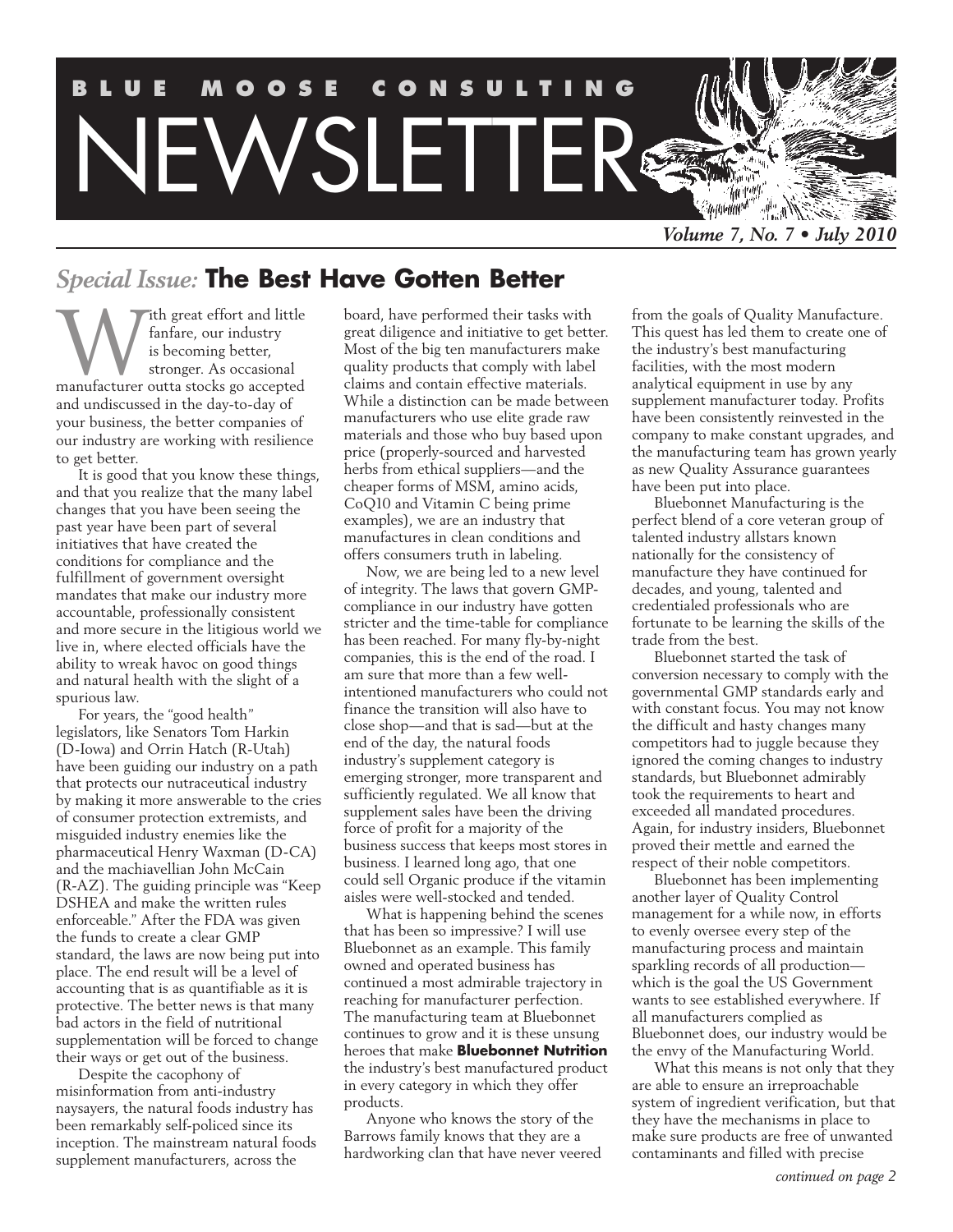# BLUE MOOSE CONSULTING NEWSLETTER

*Volume 7, No. 7 • July 2010*

## *Special Issue:* The Best Have Gotten Better

With great effort and little fanfare, our industry is becoming better, stronger. As occasional manufacturer outta stocks go accepted and undiscussed in the day-to-day of your business, the better companies of our industry are working with resilience to get better.

It is good that you know these things, and that you realize that the many label changes that you have been seeing the past year have been part of several initiatives that have created the conditions for compliance and the fulfillment of government oversight mandates that make our industry more accountable, professionally consistent and more secure in the litigious world we live in, where elected officials have the ability to wreak havoc on good things and natural health with the slight of a spurious law.

For years, the "good health" legislators, like Senators Tom Harkin (D-Iowa) and Orrin Hatch (R-Utah) have been guiding our industry on a path that protects our nutraceutical industry by making it more answerable to the cries of consumer protection extremists, and misguided industry enemies like the pharmaceutical Henry Waxman (D-CA) and the machiavellian John McCain (R-AZ). The guiding principle was "Keep DSHEA and make the written rules enforceable." After the FDA was given the funds to create a clear GMP standard, the laws are now being put into place. The end result will be a level of accounting that is as quantifiable as it is protective. The better news is that many bad actors in the field of nutritional supplementation will be forced to change their ways or get out of the business.

Despite the cacophony of misinformation from anti-industry naysayers, the natural foods industry has been remarkably self-policed since its inception. The mainstream natural foods supplement manufacturers, across the board, have performed their tasks with great diligence and initiative to get better. Most of the big ten manufacturers make quality products that comply with label claims and contain effective materials. While a distinction can be made between manufacturers who use elite grade raw materials and those who buy based upon price (properly-sourced and harvested herbs from ethical suppliers—and the cheaper forms of MSM, amino acids, CoQ10 and Vitamin C being prime examples), we are an industry that manufactures in clean conditions and offers consumers truth in labeling.

Now, we are being led to a new level of integrity. The laws that govern GMP-compliance in our industry have gotten stricter and the time-table for compliance has been reached. For many fly-by-night companies, this is the end of the road. I am sure that more than a few well-intentioned manufacturers who could not finance the transition will also have to close shop—and that is sad—but at the end of the day, the natural foods industry's supplement category is emerging stronger, more transparent and sufficiently regulated. We all know that supplement sales have been the driving force of profit for a majority of the business success that keeps most stores in business. I learned long ago, that one could sell Organic produce if the vitamin aisles were well-stocked and tended.

What is happening behind the scenes that has been so impressive? I will use Bluebonnet as an example. This family owned and operated business has continued a most admirable trajectory in reaching for manufacturer perfection. The manufacturing team at Bluebonnet continues to grow and it is these unsung heroes that make **Bluebonnet Nutrition** the industry's best manufactured product in every category in which they offer products.

Anyone who knows the story of the Barrows family knows that they are a hardworking clan that have never veered from the goals of Quality Manufacture. This quest has led them to create one of the industry's best manufacturing facilities, with the most modern analytical equipment in use by any supplement manufacturer today. Profits have been consistently reinvested in the company to make constant upgrades, and the manufacturing team has grown yearly as new Quality Assurance guarantees have been put into place.

Bluebonnet Manufacturing is the perfect blend of a core veteran group of talented industry allstars known nationally for the consistency of manufacture they have continued for decades, and young, talented and credentialed professionals who are fortunate to be learning the skills of the trade from the best.

Bluebonnet started the task of conversion necessary to comply with the governmental GMP standards early and with constant focus. You may not know the difficult and hasty changes many competitors had to juggle because they ignored the coming changes to industry standards, but Bluebonnet admirably took the requirements to heart and exceeded all mandated procedures. Again, for industry insiders, Bluebonnet proved their mettle and earned the respect of their noble competitors.

Bluebonnet has been implementing another layer of Quality Control management for a while now, in efforts to evenly oversee every step of the manufacturing process and maintain sparkling records of all production—which is the goal the US Government wants to see established everywhere. If all manufacturers complied as Bluebonnet does, our industry would be the envy of the Manufacturing World.

What this means is not only that they are able to ensure an irreproachable system of ingredient verification, but that they have the mechanisms in place to make sure products are free of unwanted contaminants and filled with precise

*continued on page 2*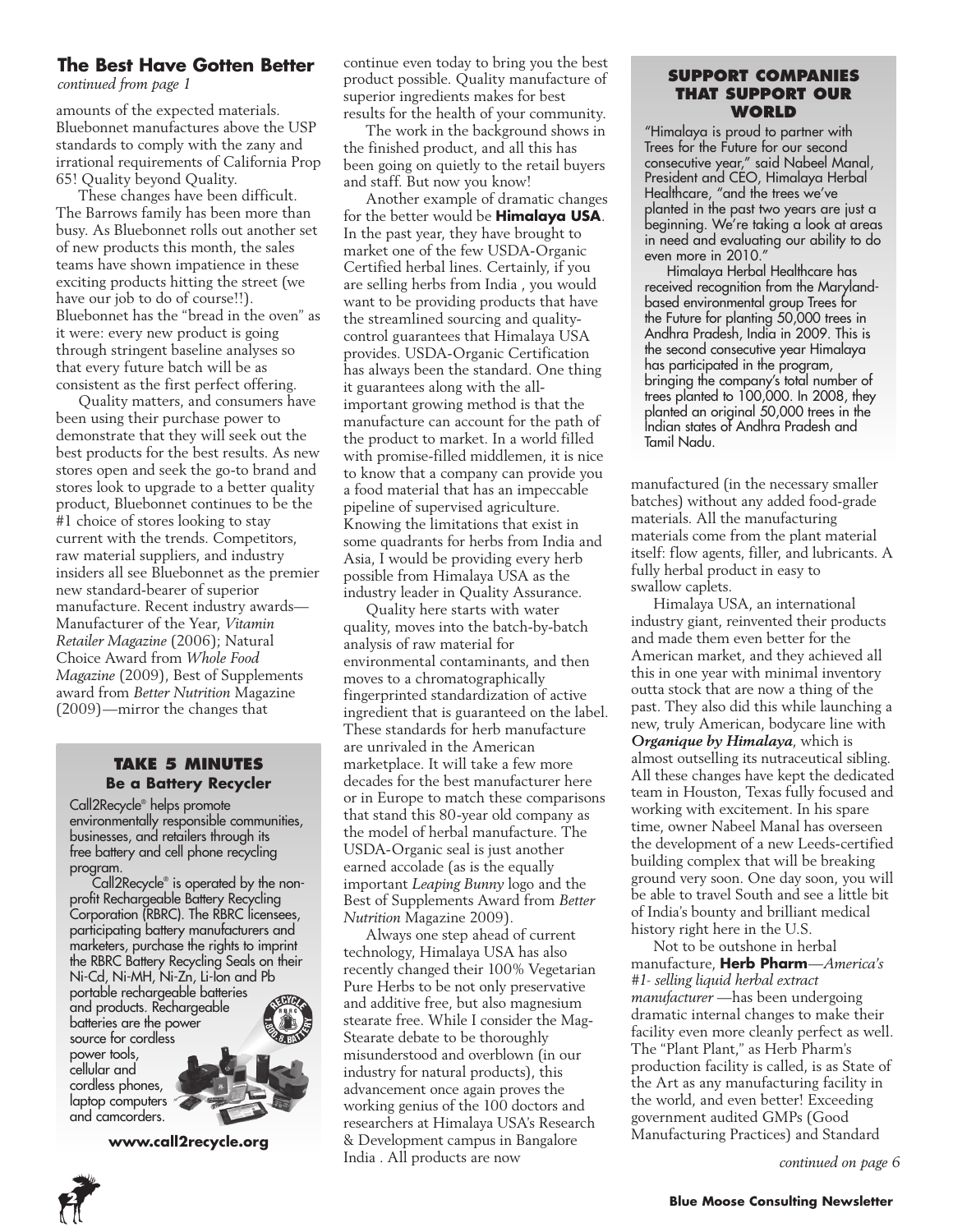## The Best Have Gotten Better

*continued from page 1*

amounts of the expected materials. Bluebonnet manufactures above the USP standards to comply with the zany and irrational requirements of California Prop 65! Quality beyond Quality.

These changes have been difficult. The Barrows family has been more than busy. As Bluebonnet rolls out another set of new products this month, the sales teams have shown impatience in these exciting products hitting the street (we have our job to do of course!!). Bluebonnet has the "bread in the oven" as it were: every new product is going through stringent baseline analyses so that every future batch will be as consistent as the first perfect offering.

Quality matters, and consumers have been using their purchase power to demonstrate that they will seek out the best products for the best results. As new stores open and seek the go-to brand and stores look to upgrade to a better quality product, Bluebonnet continues to be the #1 choice of stores looking to stay current with the trends. Competitors, raw material suppliers, and industry insiders all see Bluebonnet as the premier new standard-bearer of superior manufacture. Recent industry awards—Manufacturer of the Year, *Vitamin Retailer Magazine* (2006); Natural Choice Award from *Whole Food Magazine* (2009), Best of Supplements award from *Better Nutrition* Magazine (2009)—mirror the changes that continue even today to bring you the best product possible. Quality manufacture of superior ingredients makes for best results for the health of your community.

The work in the background shows in the finished product, and all this has been going on quietly to the retail buyers and staff. But now you know!

Another example of dramatic changes for the better would be **Himalaya USA**. In the past year, they have brought to market one of the few USDA-Organic Certified herbal lines. Certainly, if you are selling herbs from India , you would want to be providing products that have the streamlined sourcing and quality-control guarantees that Himalaya USA provides. USDA-Organic Certification has always been the standard. One thing it guarantees along with the all-important growing method is that the manufacture can account for the path of the product to market. In a world filled with promise-filled middlemen, it is nice to know that a company can provide you a food material that has an impeccable pipeline of supervised agriculture. Knowing the limitations that exist in some quadrants for herbs from India and Asia, I would be providing every herb possible from Himalaya USA as the industry leader in Quality Assurance.

Quality here starts with water quality, moves into the batch-by-batch analysis of raw material for environmental contaminants, and then moves to a chromatographically fingerprinted standardization of active ingredient that is guaranteed on the label. These standards for herb manufacture are unrivaled in the American marketplace. It will take a few more decades for the best manufacturer here or in Europe to match these comparisons that stand this 80-year old company as the model of herbal manufacture. The USDA-Organic seal is just another earned accolade (as is the equally important *Leaping Bunny* logo and the Best of Supplements Award from *Better Nutrition* Magazine 2009).

Always one step ahead of current technology, Himalaya USA has also recently changed their 100% Vegetarian Pure Herbs to be not only preservative and additive free, but also magnesium stearate free. While I consider the Mag-Stearate debate to be thoroughly misunderstood and overblown (in our industry for natural products), this advancement once again proves the working genius of the 100 doctors and researchers at Himalaya USA's Research & Development campus in Bangalore India . All products are now manufactured (in the necessary smaller batches) without any added food-grade materials. All the manufacturing materials come from the plant material itself: flow agents, filler, and lubricants. A fully herbal product in easy to swallow caplets.

Himalaya USA, an international industry giant, reinvented their products and made them even better for the American market, and they achieved all this in one year with minimal inventory outta stock that are now a thing of the past. They also did this while launching a new, truly American, bodycare line with ***Organique by Himalaya***, which is almost outselling its nutraceutical sibling. All these changes have kept the dedicated team in Houston, Texas fully focused and working with excitement. In his spare time, owner Nabeel Manal has overseen the development of a new Leeds-certified building complex that will be breaking ground very soon. One day soon, you will be able to travel South and see a little bit of India's bounty and brilliant medical history right here in the U.S.

Not to be outshone in herbal manufacture, **Herb Pharm**—*America's #1- selling liquid herbal extract manufacturer* —has been undergoing dramatic internal changes to make their facility even more cleanly perfect as well. The "Plant Plant," as Herb Pharm's production facility is called, is as State of the Art as any manufacturing facility in the world, and even better! Exceeding government audited GMPs (Good Manufacturing Practices) and Standard

*continued on page 6*

### TAKE 5 MINUTES
**Be a Battery Recycler**

Call2Recycle® helps promote environmentally responsible communities, businesses, and retailers through its free battery and cell phone recycling program.

Call2Recycle® is operated by the non-profit Rechargeable Battery Recycling Corporation (RBRC). The RBRC licensees, participating battery manufacturers and marketers, purchase the rights to imprint the RBRC Battery Recycling Seals on their Ni-Cd, Ni-MH, Ni-Zn, Li-Ion and Pb portable rechargeable batteries and products. Rechargeable batteries are the power source for cordless power tools, cellular and cordless phones, laptop computers and camcorders.

**www.call2recycle.org**

### SUPPORT COMPANIES THAT SUPPORT OUR WORLD

"Himalaya is proud to partner with Trees for the Future for our second consecutive year," said Nabeel Manal, President and CEO, Himalaya Herbal Healthcare, "and the trees we've planted in the past two years are just a beginning. We're taking a look at areas in need and evaluating our ability to do even more in 2010."

Himalaya Herbal Healthcare has received recognition from the Maryland-based environmental group Trees for the Future for planting 50,000 trees in Andhra Pradesh, India in 2009. This is the second consecutive year Himalaya has participated in the program, bringing the company's total number of trees planted to 100,000. In 2008, they planted an original 50,000 trees in the Indian states of Andhra Pradesh and Tamil Nadu.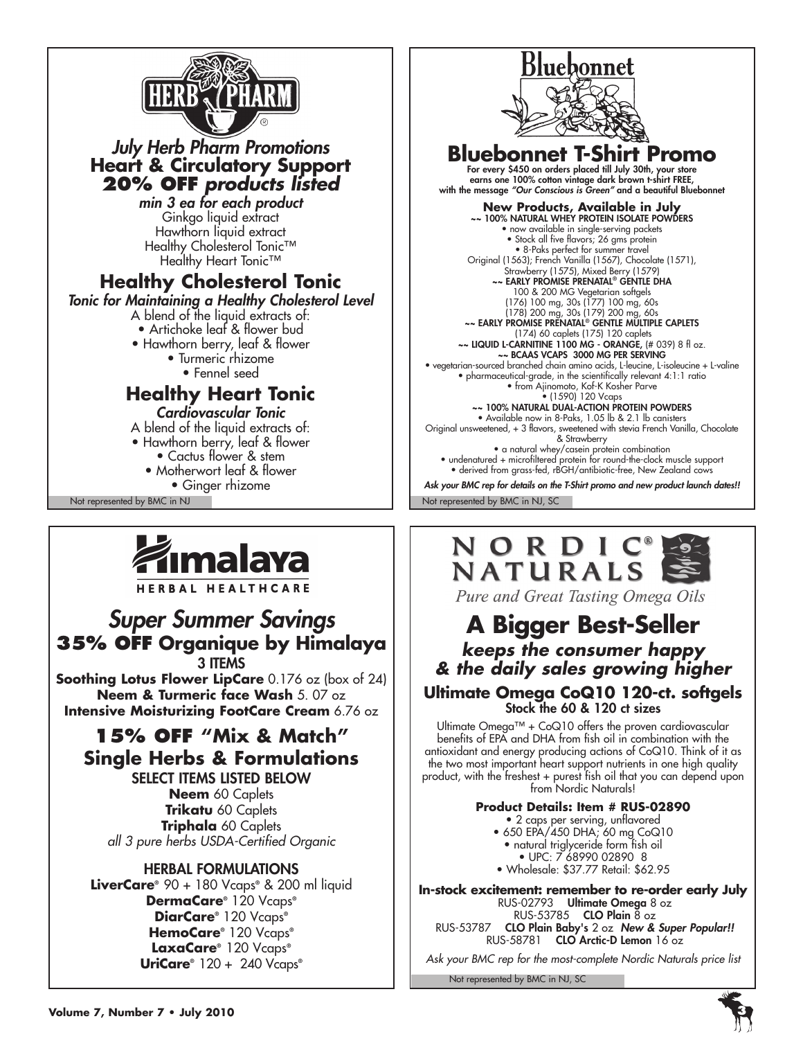# HERB PHARM

## *July Herb Pharm Promotions*
## Heart & Circulatory Support
## **20% OFF** *products listed*

*min 3 ea for each product*

Ginkgo liquid extract
Hawthorn liquid extract
Healthy Cholesterol Tonic™
Healthy Heart Tonic™

### Healthy Cholesterol Tonic

*Tonic for Maintaining a Healthy Cholesterol Level*

A blend of the liquid extracts of:

- Artichoke leaf & flower bud
- Hawthorn berry, leaf & flower
- Turmeric rhizome
- Fennel seed

### Healthy Heart Tonic

*Cardiovascular Tonic*

A blend of the liquid extracts of:

- Hawthorn berry, leaf & flower
- Cactus flower & stem
- Motherwort leaf & flower
- Ginger rhizome

Not represented by BMC in NJ

---

# Bluebonnet

## Bluebonnet T-Shirt Promo

For every $450 on orders placed till July 30th, your store earns one 100% cotton vintage dark brown t-shirt FREE, with the message *"Our Conscious is Green"* and a beautiful Bluebonnet

### New Products, Available in July

**~~ 100% NATURAL WHEY PROTEIN ISOLATE POWDERS**
- now available in single-serving packets
- Stock all five flavors; 26 gms protein
- 8-Paks perfect for summer travel

Original (1563); French Vanilla (1567), Chocolate (1571), Strawberry (1575), Mixed Berry (1579)

**~~ EARLY PROMISE PRENATAL® GENTLE DHA**
100 & 200 MG Vegetarian softgels
(176) 100 mg, 30s (177) 100 mg, 60s
(178) 200 mg, 30s (179) 200 mg, 60s

**~~ EARLY PROMISE PRENATAL® GENTLE MULTIPLE CAPLETS**
(174) 60 caplets (175) 120 caplets

**~~ LIQUID L-CARNITINE 1100 MG - ORANGE,** (# 039) 8 fl oz.

**~~ BCAAS VCAPS 3000 MG PER SERVING**
- vegetarian-sourced branched chain amino acids, L-leucine, L-isoleucine + L-valine
- pharmaceutical-grade, in the scientifically relevant 4:1:1 ratio
- from Ajinomoto, Kof-K Kosher Parve
- (1590) 120 Vcaps

**~~ 100% NATURAL DUAL-ACTION PROTEIN POWDERS**
- Available now in 8-Paks, 1.05 lb & 2.1 lb canisters

Original unsweetened, + 3 flavors, sweetened with stevia French Vanilla, Chocolate & Strawberry
- a natural whey/casein protein combination
- undenatured + microfiltered protein for round-the-clock muscle support
- derived from grass-fed, rBGH/antibiotic-free, New Zealand cows

***Ask your BMC rep for details on the T-Shirt promo and new product launch dates!!***

Not represented by BMC in NJ, SC

---

# Himalaya
HERBAL HEALTHCARE

## *Super Summer Savings*
## **35% OFF** Organique by Himalaya

3 ITEMS

**Soothing Lotus Flower LipCare** 0.176 oz (box of 24)
**Neem & Turmeric face Wash** 5. 07 oz
**Intensive Moisturizing FootCare Cream** 6.76 oz

## 15% OFF "Mix & Match" Single Herbs & Formulations

SELECT ITEMS LISTED BELOW

**Neem** 60 Caplets
**Trikatu** 60 Caplets
**Triphala** 60 Caplets
*all 3 pure herbs USDA-Certified Organic*

### HERBAL FORMULATIONS

**LiverCare®** 90 + 180 Vcaps® & 200 ml liquid
**DermaCare®** 120 Vcaps®
**DiarCare®** 120 Vcaps®
**HemoCare®** 120 Vcaps®
**LaxaCare®** 120 Vcaps®
**UriCare®** 120 + 240 Vcaps®

---

# NORDIC® NATURALS

*Pure and Great Tasting Omega Oils*

## A Bigger Best-Seller
### *keeps the consumer happy & the daily sales growing higher*

### Ultimate Omega CoQ10 120-ct. softgels
Stock the 60 & 120 ct sizes

Ultimate Omega™ + CoQ10 offers the proven cardiovascular benefits of EPA and DHA from fish oil in combination with the antioxidant and energy producing actions of CoQ10. Think of it as the two most important heart support nutrients in one high quality product, with the freshest + purest fish oil that you can depend upon from Nordic Naturals!

**Product Details: Item # RUS-02890**
- 2 caps per serving, unflavored
- 650 EPA/450 DHA; 60 mg CoQ10
- natural triglyceride form fish oil
- UPC: 7 68990 02890 8
- Wholesale: $37.77 Retail: $62.95

**In-stock excitement: remember to re-order early July**

RUS-02793 **Ultimate Omega** 8 oz
RUS-53785 **CLO Plain** 8 oz
RUS-53787 **CLO Plain Baby's** 2 oz ***New & Super Popular!!***
RUS-58781 **CLO Arctic-D Lemon** 16 oz

*Ask your BMC rep for the most-complete Nordic Naturals price list*

Not represented by BMC in NJ, SC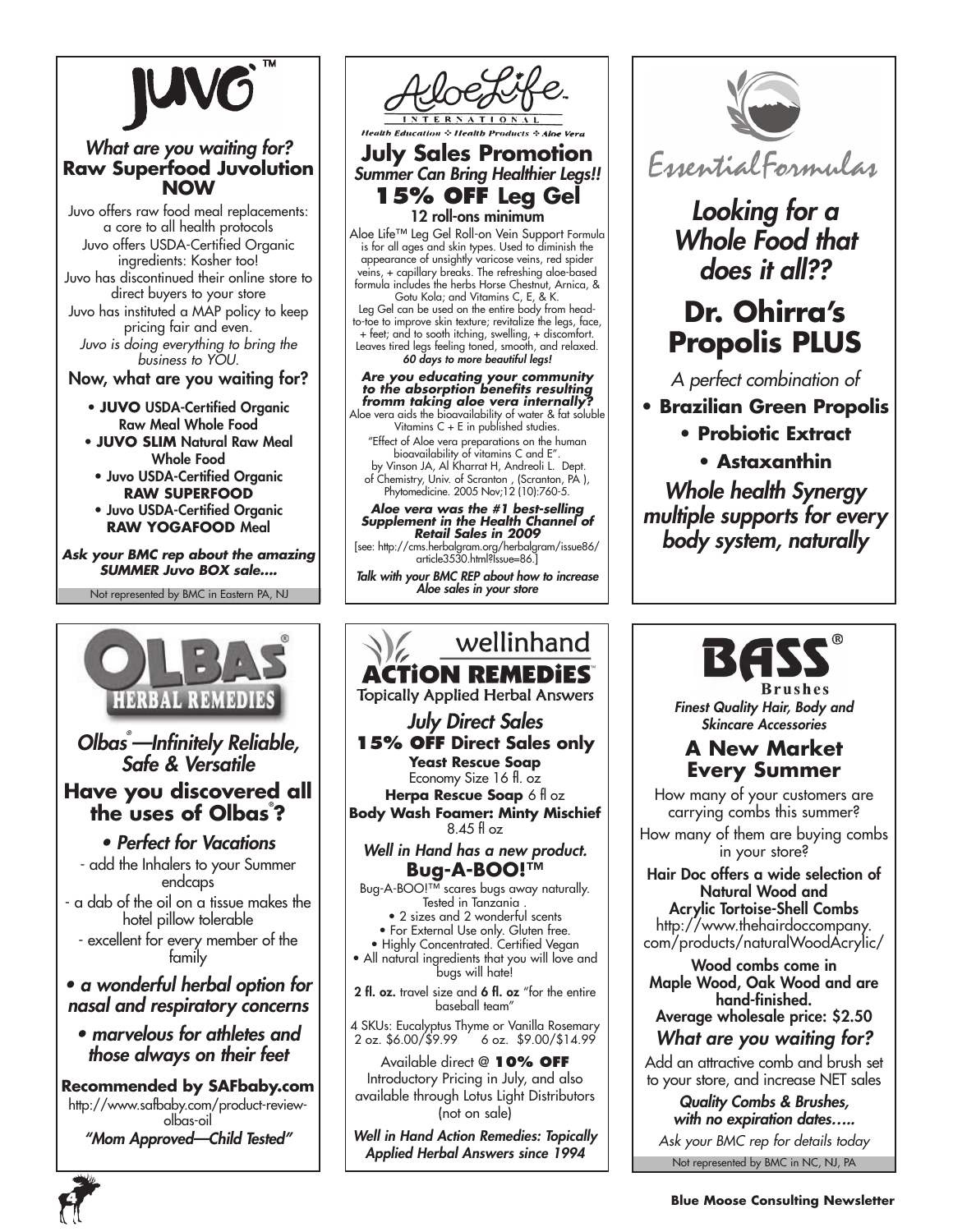# JUVO™

***What are you waiting for?***
**Raw Superfood Juvolution NOW**

Juvo offers raw food meal replacements: a core to all health protocols

Juvo offers USDA-Certified Organic ingredients: Kosher too!

Juvo has discontinued their online store to direct buyers to your store

Juvo has instituted a MAP policy to keep pricing fair and even.

*Juvo is doing everything to bring the business to YOU.*

**Now, what are you waiting for?**

- **JUVO** USDA-Certified Organic Raw Meal Whole Food
- **JUVO SLIM** Natural Raw Meal Whole Food
- Juvo USDA-Certified Organic **RAW SUPERFOOD**
- Juvo USDA-Certified Organic **RAW YOGAFOOD** Meal

***Ask your BMC rep about the amazing SUMMER Juvo BOX sale....***

Not represented by BMC in Eastern PA, NJ

---

# AloeLife™ INTERNATIONAL

*Health Education ✣ Health Products ✣ Aloe Vera*

## July Sales Promotion

***Summer Can Bring Healthier Legs!!***

**15% OFF Leg Gel**
**12 roll-ons minimum**

Aloe Life™ Leg Gel Roll-on Vein Support Formula is for all ages and skin types. Used to diminish the appearance of unsightly varicose veins, red spider veins, + capillary breaks. The refreshing aloe-based formula includes the herbs Horse Chestnut, Arnica, & Gotu Kola; and Vitamins C, E, & K.

Leg Gel can be used on the entire body from head-to-toe to improve skin texture; revitalize the legs, face, + feet; and to sooth itching, swelling, + discomfort. Leaves tired legs feeling toned, smooth, and relaxed.

***60 days to more beautiful legs!***

***Are you educating your community to the absorption benefits resulting fromm taking aloe vera internally?***

Aloe vera aids the bioavailability of water & fat soluble Vitamins C + E in published studies.

"Effect of Aloe vera preparations on the human bioavailability of vitamins C and E". by Vinson JA, Al Kharrat H, Andreoli L. Dept. of Chemistry, Univ. of Scranton , (Scranton, PA ), Phytomedicine. 2005 Nov;12 (10):760-5.

***Aloe vera was the #1 best-selling Supplement in the Health Channel of Retail Sales in 2009***

[see: http://cms.herbalgram.org/herbalgram/issue86/article3530.html?issue=86.]

***Talk with your BMC REP about how to increase Aloe sales in your store***

---

# EssentialFormulas

***Looking for a Whole Food that does it all??***

## Dr. Ohirra's Propolis PLUS

*A perfect combination of*

- **Brazilian Green Propolis**
- **Probiotic Extract**
- **Astaxanthin**

***Whole health Synergy multiple supports for every body system, naturally***

---

# OLBAS® HERBAL REMEDIES

***Olbas®—Infinitely Reliable, Safe & Versatile***

## Have you discovered all the uses of Olbas®?

***• Perfect for Vacations***

- add the Inhalers to your Summer endcaps
- a dab of the oil on a tissue makes the hotel pillow tolerable
- excellent for every member of the family

***• a wonderful herbal option for nasal and respiratory concerns***

***• marvelous for athletes and those always on their feet***

**Recommended by SAFbaby.com**

http://www.safbaby.com/product-review-olbas-oil

***"Mom Approved—Child Tested"***

---

# wellinhand ACTION REMEDIES™

Topically Applied Herbal Answers

***July Direct Sales***

**15% OFF Direct Sales only**

**Yeast Rescue Soap** Economy Size 16 fl. oz

**Herpa Rescue Soap** 6 fl oz

**Body Wash Foamer: Minty Mischief** 8.45 fl oz

***Well in Hand has a new product.***

**Bug-A-BOO!™**

Bug-A-BOO!™ scares bugs away naturally. Tested in Tanzania .

- 2 sizes and 2 wonderful scents
- For External Use only. Gluten free.
- Highly Concentrated. Certified Vegan
- All natural ingredients that you will love and bugs will hate!

**2 fl. oz.** travel size and **6 fl. oz** "for the entire baseball team"

4 SKUs: Eucalyptus Thyme or Vanilla Rosemary
2 oz. $6.00/$9.99 6 oz. $9.00/$14.99

Available direct @ **10% OFF** Introductory Pricing in July, and also available through Lotus Light Distributors (not on sale)

***Well in Hand Action Remedies: Topically Applied Herbal Answers since 1994***

---

# BASS® Brushes

***Finest Quality Hair, Body and Skincare Accessories***

## A New Market Every Summer

How many of your customers are carrying combs this summer?

How many of them are buying combs in your store?

**Hair Doc offers a wide selection of Natural Wood and Acrylic Tortoise-Shell Combs**

http://www.thehairdoccompany.com/products/naturalWoodAcrylic/

**Wood combs come in Maple Wood, Oak Wood and are hand-finished.**

**Average wholesale price: $2.50**

***What are you waiting for?***

Add an attractive comb and brush set to your store, and increase NET sales

***Quality Combs & Brushes, with no expiration dates.....***

*Ask your BMC rep for details today*

Not represented by BMC in NC, NJ, PA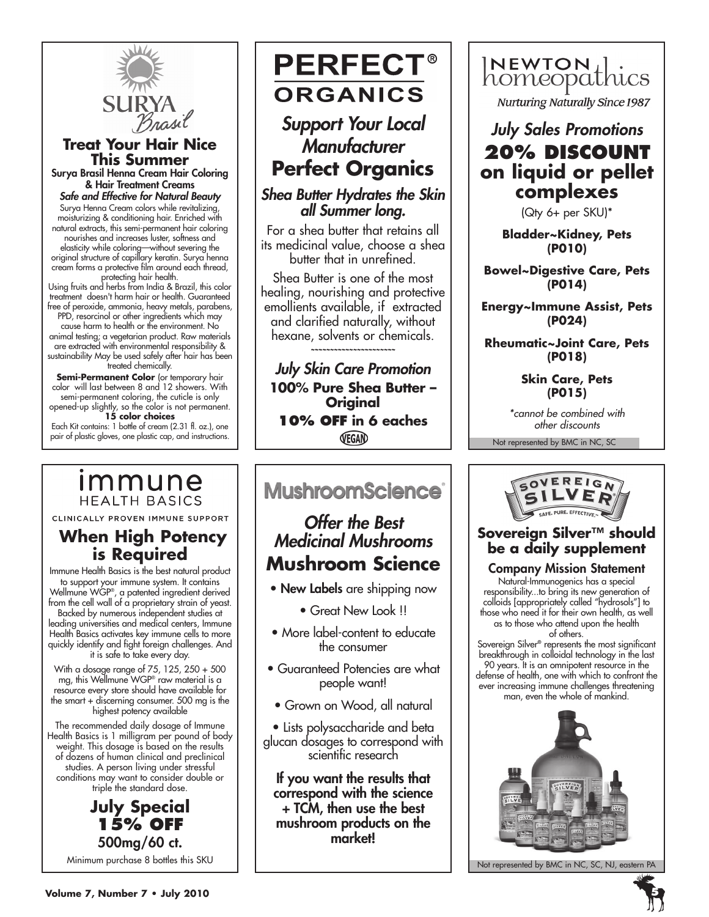SURYA *Brasil*

## Treat Your Hair Nice This Summer

**Surya Brasil Henna Cream Hair Coloring & Hair Treatment Creams**

***Safe and Effective for Natural Beauty***

Surya Henna Cream colors while revitalizing, moisturizing & conditioning hair. Enriched with natural extracts, this semi-permanent hair coloring nourishes and increases luster, softness and elasticity while coloring—without severing the original structure of capillary keratin. Surya henna cream forms a protective film around each thread, protecting hair health.

Using fruits and herbs from India & Brazil, this color treatment doesn't harm hair or health. Guaranteed free of peroxide, ammonia, heavy metals, parabens, PPD, resorcinol or other ingredients which may cause harm to health or the environment. No animal testing; a vegetarian product. Raw materials are extracted with environmental responsibility & sustainability May be used safely after hair has been treated chemically.

**Semi-Permanent Color** (or temporary hair color will last between 8 and 12 showers. With semi-permanent coloring, the cuticle is only opened-up slightly, so the color is not permanent.

**15 color choices**

Each Kit contains: 1 bottle of cream (2.31 fl. oz.), one pair of plastic gloves, one plastic cap, and instructions.

---

**PERFECT® ORGANICS**

## *Support Your Local Manufacturer*
## Perfect Organics

### *Shea Butter Hydrates the Skin all Summer long.*

For a shea butter that retains all its medicinal value, choose a shea butter that in unrefined.

Shea Butter is one of the most healing, nourishing and protective emollients available, if extracted and clarified naturally, without hexane, solvents or chemicals.

~~~~~~~~~~~~~~~~~~~~~~~

*July Skin Care Promotion*

**100% Pure Shea Butter – Original**

**10% OFF in 6 eaches**

VEGAN

---

NEWTON homeopathics

*Nurturing Naturally Since 1987*

## *July Sales Promotions*
## 20% DISCOUNT on liquid or pellet complexes

(Qty 6+ per SKU)*

**Bladder~Kidney, Pets (P010)**

**Bowel~Digestive Care, Pets (P014)**

**Energy~Immune Assist, Pets (P024)**

**Rheumatic~Joint Care, Pets (P018)**

**Skin Care, Pets (P015)**

**cannot be combined with other discounts*

Not represented by BMC in NC, SC

---

immune HEALTH BASICS

CLINICALLY PROVEN IMMUNE SUPPORT

## When High Potency is Required

Immune Health Basics is the best natural product to support your immune system. It contains Wellmune WGP®, a patented ingredient derived from the cell wall of a proprietary strain of yeast. Backed by numerous independent studies at leading universities and medical centers, Immune Health Basics activates key immune cells to more quickly identify and fight foreign challenges. And it is safe to take every day.

With a dosage range of 75, 125, 250 + 500 mg, this Wellmune WGP® raw material is a resource every store should have available for the smart + discerning consumer. 500 mg is the highest potency available

The recommended daily dosage of Immune Health Basics is 1 milligram per pound of body weight. This dosage is based on the results of dozens of human clinical and preclinical studies. A person living under stressful conditions may want to consider double or triple the standard dose.

**July Special**
**15% OFF**
**500mg/60 ct.**

Minimum purchase 8 bottles this SKU

---

**MushroomScience®**

## *Offer the Best Medicinal Mushrooms*
## Mushroom Science

- **New Labels** are shipping now
- Great New Look !!
- More label-content to educate the consumer
- Guaranteed Potencies are what people want!
- Grown on Wood, all natural
- Lists polysaccharide and beta glucan dosages to correspond with scientific research

**If you want the results that correspond with the science + TCM, then use the best mushroom products on the market!**

---

SOVEREIGN SILVER — SAFE. PURE. EFFECTIVE.

## Sovereign Silver™ should be a daily supplement

### Company Mission Statement

Natural-Immunogenics has a special responsibility...to bring its new generation of colloids [appropriately called "hydrosols"] to those who need it for their own health, as well as to those who attend upon the health of others.

Sovereign Silver® represents the most significant breakthrough in colloidal technology in the last 90 years. It is an omnipotent resource in the defense of health, one with which to confront the ever increasing immune challenges threatening man, even the whole of mankind.

Not represented by BMC in NC, SC, NJ, eastern PA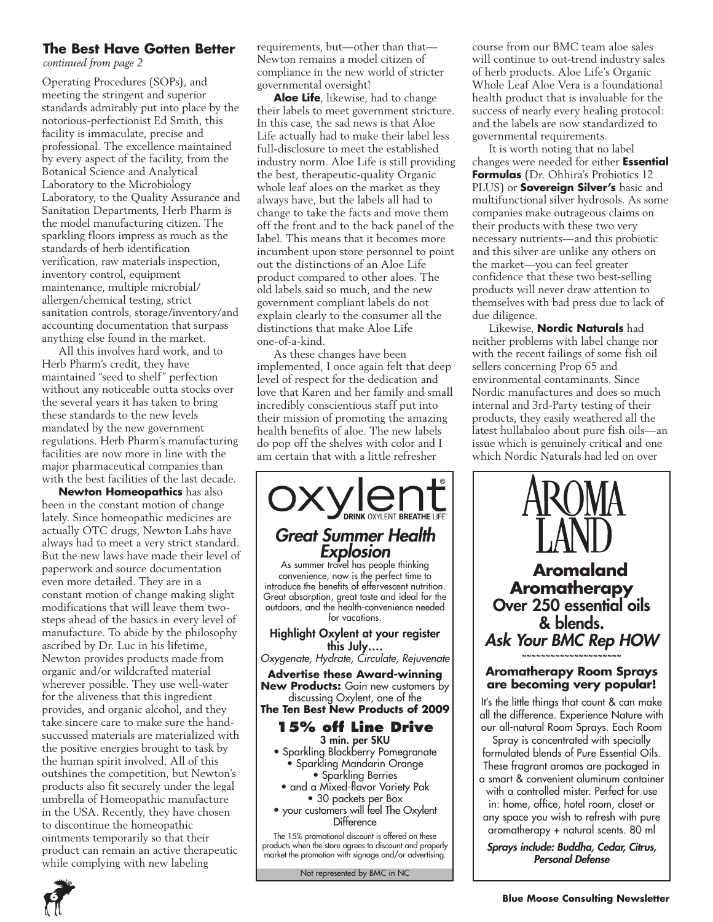### The Best Have Gotten Better

*continued from page 2*

Operating Procedures (SOPs), and meeting the stringent and superior standards admirably put into place by the notorious-perfectionist Ed Smith, this facility is immaculate, precise and professional. The excellence maintained by every aspect of the facility, from the Botanical Science and Analytical Laboratory to the Microbiology Laboratory, to the Quality Assurance and Sanitation Departments, Herb Pharm is the model manufacturing citizen. The sparkling floors impress as much as the standards of herb identification verification, raw materials inspection, inventory control, equipment maintenance, multiple microbial/allergen/chemical testing, strict sanitation controls, storage/inventory/and accounting documentation that surpass anything else found in the market.

All this involves hard work, and to Herb Pharm's credit, they have maintained "seed to shelf" perfection without any noticeable outta stocks over the several years it has taken to bring these standards to the new levels mandated by the new government regulations. Herb Pharm's manufacturing facilities are now more in line with the major pharmaceutical companies than with the best facilities of the last decade.

**Newton Homeopathics** has also been in the constant motion of change lately. Since homeopathic medicines are actually OTC drugs, Newton Labs have always had to meet a very strict standard. But the new laws have made their level of paperwork and source documentation even more detailed. They are in a constant motion of change making slight modifications that will leave them two-steps ahead of the basics in every level of manufacture. To abide by the philosophy ascribed by Dr. Luc in his lifetime, Newton provides products made from organic and/or wildcrafted material wherever possible. They use well-water for the aliveness that this ingredient provides, and organic alcohol, and they take sincere care to make sure the hand-succussed materials are materialized with the positive energies brought to task by the human spirit involved. All of this outshines the competition, but Newton's products also fit securely under the legal umbrella of Homeopathic manufacture in the USA. Recently, they have chosen to discontinue the homeopathic ointments temporarily so that their product can remain an active therapeutic while complying with new labeling requirements, but—other than that—Newton remains a model citizen of compliance in the new world of stricter governmental oversight!

**Aloe Life**, likewise, had to change their labels to meet government stricture. In this case, the sad news is that Aloe Life actually had to make their label less full-disclosure to meet the established industry norm. Aloe Life is still providing the best, therapeutic-quality Organic whole leaf aloes on the market as they always have, but the labels all had to change to take the facts and move them off the front and to the back panel of the label. This means that it becomes more incumbent upon store personnel to point out the distinctions of an Aloe Life product compared to other aloes. The old labels said so much, and the new government compliant labels do not explain clearly to the consumer all the distinctions that make Aloe Life one-of-a-kind.

As these changes have been implemented, I once again felt that deep level of respect for the dedication and love that Karen and her family and small incredibly conscientious staff put into their mission of promoting the amazing health benefits of aloe. The new labels do pop off the shelves with color and I am certain that with a little refresher course from our BMC team aloe sales will continue to out-trend industry sales of herb products. Aloe Life's Organic Whole Leaf Aloe Vera is a foundational health product that is invaluable for the success of nearly every healing protocol: and the labels are now standardized to governmental requirements.

It is worth noting that no label changes were needed for either **Essential Formulas** (Dr. Ohhira's Probiotics 12 PLUS) or **Sovereign Silver's** basic and multifunctional silver hydrosols. As some companies make outrageous claims on their products with these two very necessary nutrients—and this probiotic and this silver are unlike any others on the market—you can feel greater confidence that these two best-selling products will never draw attention to themselves with bad press due to lack of due diligence.

Likewise, **Nordic Naturals** had neither problems with label change nor with the recent failings of some fish oil sellers concerning Prop 65 and environmental contaminants. Since Nordic manufactures and does so much internal and 3rd-Party testing of their products, they easily weathered all the latest hullabaloo about pure fish oils—an issue which is genuinely critical and one which Nordic Naturals had led on over

---

**oxylent®**
DRINK OXYLENT BREATHE LIFE™

## *Great Summer Health Explosion*

As summer travel has people thinking convenience, now is the perfect time to introduce the benefits of effervescent nutrition. Great absorption, great taste and ideal for the outdoors, and the health-convenience needed for vacations.

**Highlight Oxylent at your register this July....**
*Oxygenate, Hydrate, Circulate, Rejuvenate*

**Advertise these Award-winning New Products:** Gain new customers by discussing Oxylent, one of the **The Ten Best New Products of 2009**

### 15% off Line Drive

**3 min. per SKU**

- Sparkling Blackberry Pomegranate
- Sparkling Mandarin Orange
- Sparkling Berries
- and a Mixed-flavor Variety Pak
- 30 packets per Box
- your customers will feel The Oxylent Difference

The 15% promotional discount is offered on these products when the store agrees to discount and properly market the promotion with signage and/or advertising.

Not represented by BMC in NC

---

**AROMA LAND**

## Aromaland Aromatherapy
## Over 250 essential oils & blends.
## *Ask Your BMC Rep HOW*

~~~~~~~~~~~~~~~~~~~~~~

**Aromatherapy Room Sprays are becoming very popular!**

It's the little things that count & can make all the difference. Experience Nature with our all-natural Room Sprays. Each Room Spray is concentrated with specially formulated blends of Pure Essential Oils. These fragrant aromas are packaged in a smart & convenient aluminum container with a controlled mister. Perfect for use in: home, office, hotel room, closet or any space you wish to refresh with pure aromatherapy + natural scents. 80 ml

***Sprays include: Buddha, Cedar, Citrus, Personal Defense***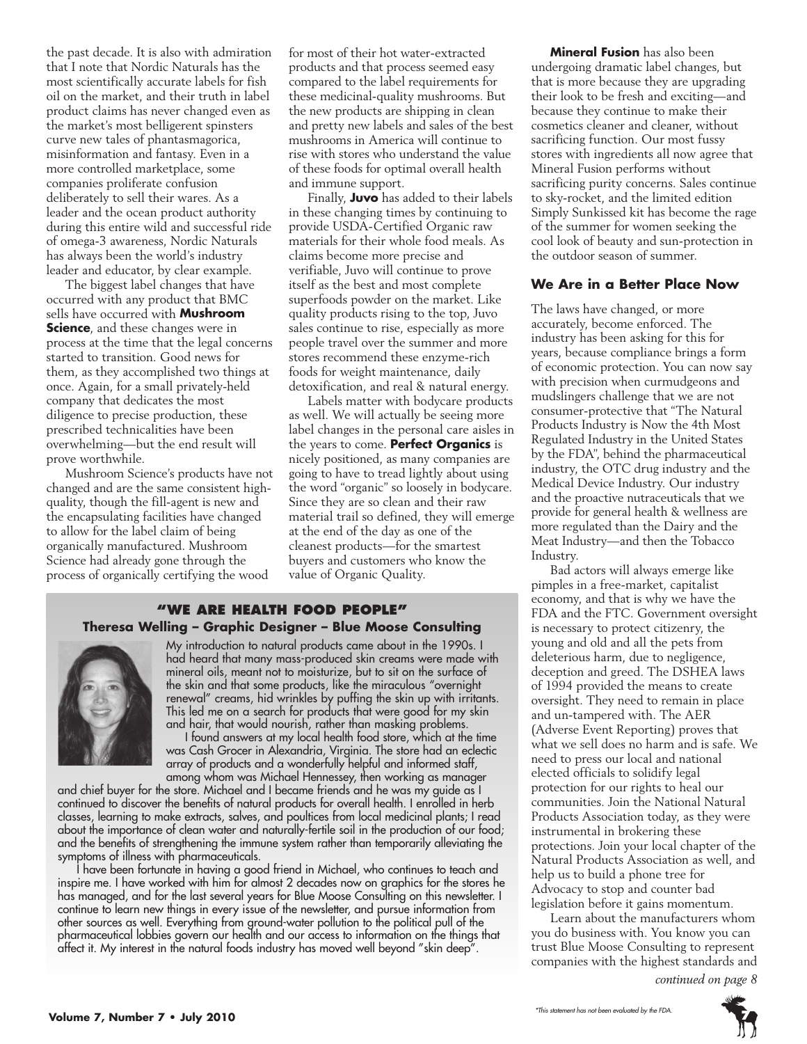the past decade. It is also with admiration that I note that Nordic Naturals has the most scientifically accurate labels for fish oil on the market, and their truth in label product claims has never changed even as the market's most belligerent spinsters curve new tales of phantasmagorica, misinformation and fantasy. Even in a more controlled marketplace, some companies proliferate confusion deliberately to sell their wares. As a leader and the ocean product authority during this entire wild and successful ride of omega-3 awareness, Nordic Naturals has always been the world's industry leader and educator, by clear example.

The biggest label changes that have occurred with any product that BMC sells have occurred with **Mushroom Science**, and these changes were in process at the time that the legal concerns started to transition. Good news for them, as they accomplished two things at once. Again, for a small privately-held company that dedicates the most diligence to precise production, these prescribed technicalities have been overwhelming—but the end result will prove worthwhile.

Mushroom Science's products have not changed and are the same consistent high-quality, though the fill-agent is new and the encapsulating facilities have changed to allow for the label claim of being organically manufactured. Mushroom Science had already gone through the process of organically certifying the wood for most of their hot water-extracted products and that process seemed easy compared to the label requirements for these medicinal-quality mushrooms. But the new products are shipping in clean and pretty new labels and sales of the best mushrooms in America will continue to rise with stores who understand the value of these foods for optimal overall health and immune support.

Finally, **Juvo** has added to their labels in these changing times by continuing to provide USDA-Certified Organic raw materials for their whole food meals. As claims become more precise and verifiable, Juvo will continue to prove itself as the best and most complete superfoods powder on the market. Like quality products rising to the top, Juvo sales continue to rise, especially as more people travel over the summer and more stores recommend these enzyme-rich foods for weight maintenance, daily detoxification, and real & natural energy.

Labels matter with bodycare products as well. We will actually be seeing more label changes in the personal care aisles in the years to come. **Perfect Organics** is nicely positioned, as many companies are going to have to tread lightly about using the word "organic" so loosely in bodycare. Since they are so clean and their raw material trail so defined, they will emerge at the end of the day as one of the cleanest products—for the smartest buyers and customers who know the value of Organic Quality.

**Mineral Fusion** has also been undergoing dramatic label changes, but that is more because they are upgrading their look to be fresh and exciting—and because they continue to make their cosmetics cleaner and cleaner, without sacrificing function. Our most fussy stores with ingredients all now agree that Mineral Fusion performs without sacrificing purity concerns. Sales continue to sky-rocket, and the limited edition Simply Sunkissed kit has become the rage of the summer for women seeking the cool look of beauty and sun-protection in the outdoor season of summer.

## We Are in a Better Place Now

The laws have changed, or more accurately, become enforced. The industry has been asking for this for years, because compliance brings a form of economic protection. You can now say with precision when curmudgeons and mudslingers challenge that we are not consumer-protective that "The Natural Products Industry is Now the 4th Most Regulated Industry in the United States by the FDA", behind the pharmaceutical industry, the OTC drug industry and the Medical Device Industry. Our industry and the proactive nutraceuticals that we provide for general health & wellness are more regulated than the Dairy and the Meat Industry—and then the Tobacco Industry.

Bad actors will always emerge like pimples in a free-market, capitalist economy, and that is why we have the FDA and the FTC. Government oversight is necessary to protect citizenry, the young and old and all the pets from deleterious harm, due to negligence, deception and greed. The DSHEA laws of 1994 provided the means to create oversight. They need to remain in place and un-tampered with. The AER (Adverse Event Reporting) proves that what we sell does no harm and is safe. We need to press our local and national elected officials to solidify legal protection for our rights to heal our communities. Join the National Natural Products Association today, as they were instrumental in brokering these protections. Join your local chapter of the Natural Products Association as well, and help us to build a phone tree for Advocacy to stop and counter bad legislation before it gains momentum.

Learn about the manufacturers whom you do business with. You know you can trust Blue Moose Consulting to represent companies with the highest standards and

*continued on page 8*

### "WE ARE HEALTH FOOD PEOPLE"

**Theresa Welling – Graphic Designer – Blue Moose Consulting**

My introduction to natural products came about in the 1990s. I had heard that many mass-produced skin creams were made with mineral oils, meant not to moisturize, but to sit on the surface of the skin and that some products, like the miraculous "overnight renewal" creams, hid wrinkles by puffing the skin up with irritants. This led me on a search for products that were good for my skin and hair, that would nourish, rather than masking problems.

I found answers at my local health food store, which at the time was Cash Grocer in Alexandria, Virginia. The store had an eclectic array of products and a wonderfully helpful and informed staff, among whom was Michael Hennessey, then working as manager and chief buyer for the store. Michael and I became friends and he was my guide as I continued to discover the benefits of natural products for overall health. I enrolled in herb classes, learning to make extracts, salves, and poultices from local medicinal plants; I read about the importance of clean water and naturally-fertile soil in the production of our food; and the benefits of strengthening the immune system rather than temporarily alleviating the symptoms of illness with pharmaceuticals.

I have been fortunate in having a good friend in Michael, who continues to teach and inspire me. I have worked with him for almost 2 decades now on graphics for the stores he has managed, and for the last several years for Blue Moose Consulting on this newsletter. I continue to learn new things in every issue of the newsletter, and pursue information from other sources as well. Everything from ground-water pollution to the political pull of the pharmaceutical lobbies govern our health and our access to information on the things that affect it. My interest in the natural foods industry has moved well beyond "skin deep".

*This statement has not been evaluated by the FDA.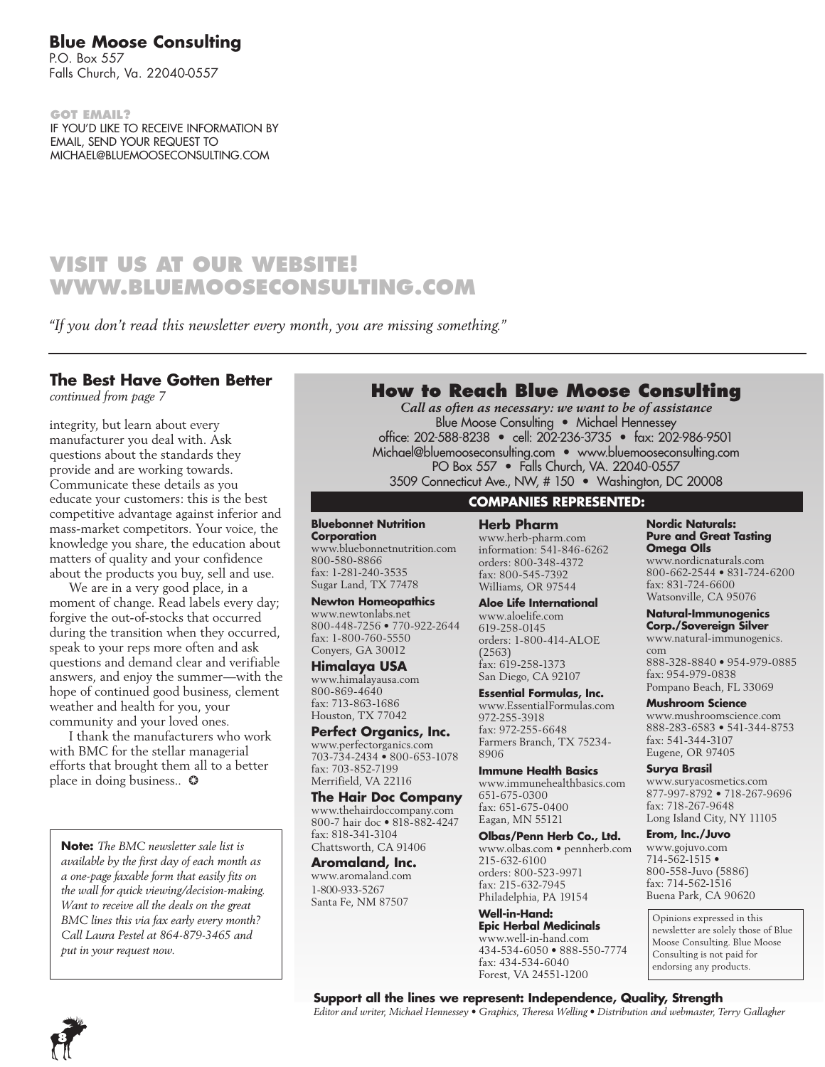**Blue Moose Consulting**
P.O. Box 557
Falls Church, Va. 22040-0557

**GOT EMAIL?**
IF YOU'D LIKE TO RECEIVE INFORMATION BY EMAIL, SEND YOUR REQUEST TO MICHAEL@BLUEMOOSECONSULTING.COM

## VISIT US AT OUR WEBSITE! WWW.BLUEMOOSECONSULTING.COM

*"If you don't read this newsletter every month, you are missing something."*

---

### The Best Have Gotten Better

*continued from page 7*

integrity, but learn about every manufacturer you deal with. Ask questions about the standards they provide and are working towards. Communicate these details as you educate your customers: this is the best competitive advantage against inferior and mass-market competitors. Your voice, the knowledge you share, the education about matters of quality and your confidence about the products you buy, sell and use.

We are in a very good place, in a moment of change. Read labels every day; forgive the out-of-stocks that occurred during the transition when they occurred, speak to your reps more often and ask questions and demand clear and verifiable answers, and enjoy the summer—with the hope of continued good business, clement weather and health for you, your community and your loved ones.

I thank the manufacturers who work with BMC for the stellar managerial efforts that brought them all to a better place in doing business.. ✪

**Note:** *The BMC newsletter sale list is available by the first day of each month as a one-page faxable form that easily fits on the wall for quick viewing/decision-making. Want to receive all the deals on the great BMC lines this via fax early every month? Call Laura Pestel at 864-879-3465 and put in your request now.*

## How to Reach Blue Moose Consulting

*Call as often as necessary: we want to be of assistance*
Blue Moose Consulting • Michael Hennessey
office: 202-588-8238 • cell: 202-236-3735 • fax: 202-986-9501
Michael@bluemooseconsulting.com • www.bluemooseconsulting.com
PO Box 557 • Falls Church, VA. 22040-0557
3509 Connecticut Ave., NW, # 150 • Washington, DC 20008

### COMPANIES REPRESENTED:

**Bluebonnet Nutrition Corporation**
www.bluebonnetnutrition.com
800-580-8866
fax: 1-281-240-3535
Sugar Land, TX 77478

**Newton Homeopathics**
www.newtonlabs.net
800-448-7256 • 770-922-2644
fax: 1-800-760-5550
Conyers, GA 30012

**Himalaya USA**
www.himalayausa.com
800-869-4640
fax: 713-863-1686
Houston, TX 77042

**Perfect Organics, Inc.**
www.perfectorganics.com
703-734-2434 • 800-653-1078
fax: 703-852-7199
Merrifield, VA 22116

**The Hair Doc Company**
www.thehairdoccompany.com
800-7 hair doc • 818-882-4247
fax: 818-341-3104
Chattsworth, CA 91406

**Aromaland, Inc.**
www.aromaland.com
1-800-933-5267
Santa Fe, NM 87507

**Herb Pharm**
www.herb-pharm.com
information: 541-846-6262
orders: 800-348-4372
fax: 800-545-7392
Williams, OR 97544

**Aloe Life International**
www.aloelife.com
619-258-0145
orders: 1-800-414-ALOE (2563)
fax: 619-258-1373
San Diego, CA 92107

**Essential Formulas, Inc.**
www.EssentialFormulas.com
972-255-3918
fax: 972-255-6648
Farmers Branch, TX 75234-8906

**Immune Health Basics**
www.immunehealthbasics.com
651-675-0300
fax: 651-675-0400
Eagan, MN 55121

**Olbas/Penn Herb Co., Ltd.**
www.olbas.com • pennherb.com
215-632-6100
orders: 800-523-9971
fax: 215-632-7945
Philadelphia, PA 19154

**Well-in-Hand: Epic Herbal Medicinals**
www.well-in-hand.com
434-534-6050 • 888-550-7774
fax: 434-534-6040
Forest, VA 24551-1200

**Nordic Naturals: Pure and Great Tasting Omega OIls**
www.nordicnaturals.com
800-662-2544 • 831-724-6200
fax: 831-724-6600
Watsonville, CA 95076

**Natural-Immunogenics Corp./Sovereign Silver**
www.natural-immunogenics.com
888-328-8840 • 954-979-0885
fax: 954-979-0838
Pompano Beach, FL 33069

**Mushroom Science**
www.mushroomscience.com
888-283-6583 • 541-344-8753
fax: 541-344-3107
Eugene, OR 97405

**Surya Brasil**
www.suryacosmetics.com
877-997-8792 • 718-267-9696
fax: 718-267-9648
Long Island City, NY 11105

**Erom, Inc./Juvo**
www.gojuvo.com
714-562-1515 •
800-558-Juvo (5886)
fax: 714-562-1516
Buena Park, CA 90620

Opinions expressed in this newsletter are solely those of Blue Moose Consulting. Blue Moose Consulting is not paid for endorsing any products.

**Support all the lines we represent: Independence, Quality, Strength**
*Editor and writer, Michael Hennessey • Graphics, Theresa Welling • Distribution and webmaster, Terry Gallagher*